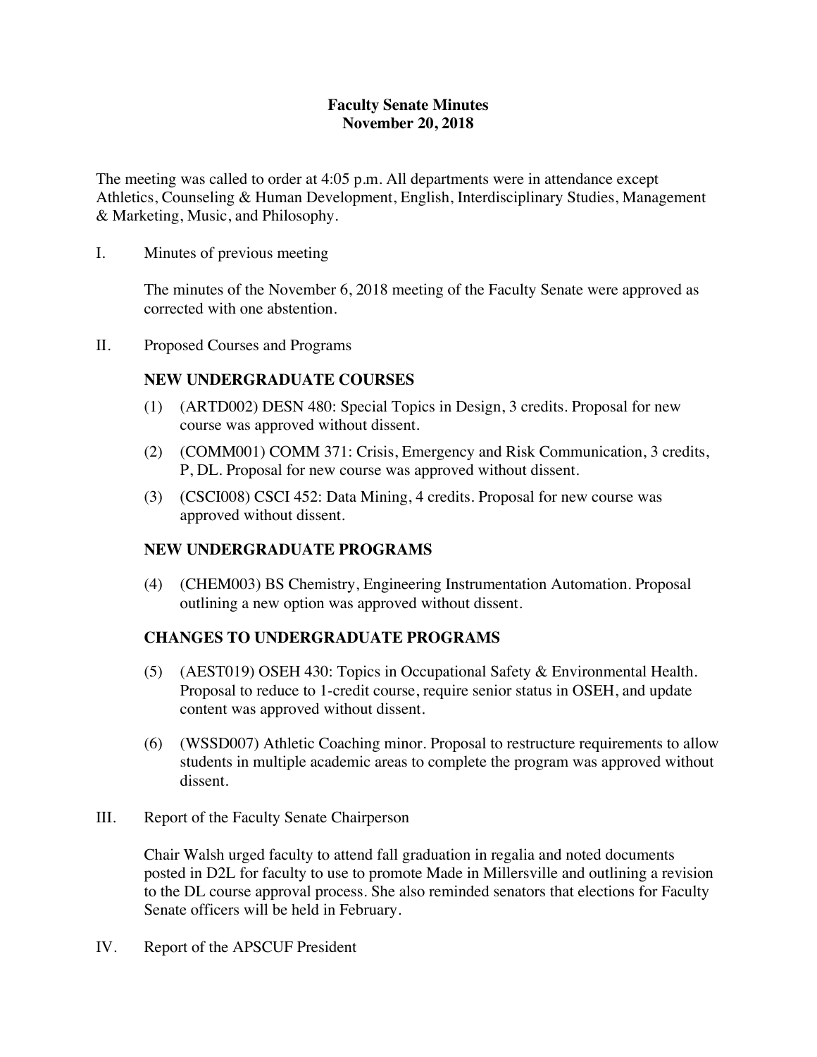# Faculty Senate Minutes
## November 20, 2018

The meeting was called to order at 4:05 p.m. All departments were in attendance except Athletics, Counseling & Human Development, English, Interdisciplinary Studies, Management & Marketing, Music, and Philosophy.

I. Minutes of previous meeting

The minutes of the November 6, 2018 meeting of the Faculty Senate were approved as corrected with one abstention.

II. Proposed Courses and Programs

**NEW UNDERGRADUATE COURSES**

(1) (ARTD002) DESN 480: Special Topics in Design, 3 credits. Proposal for new course was approved without dissent.

(2) (COMM001) COMM 371: Crisis, Emergency and Risk Communication, 3 credits, P, DL. Proposal for new course was approved without dissent.

(3) (CSCI008) CSCI 452: Data Mining, 4 credits. Proposal for new course was approved without dissent.

**NEW UNDERGRADUATE PROGRAMS**

(4) (CHEM003) BS Chemistry, Engineering Instrumentation Automation. Proposal outlining a new option was approved without dissent.

**CHANGES TO UNDERGRADUATE PROGRAMS**

(5) (AEST019) OSEH 430: Topics in Occupational Safety & Environmental Health. Proposal to reduce to 1-credit course, require senior status in OSEH, and update content was approved without dissent.

(6) (WSSD007) Athletic Coaching minor. Proposal to restructure requirements to allow students in multiple academic areas to complete the program was approved without dissent.

III. Report of the Faculty Senate Chairperson

Chair Walsh urged faculty to attend fall graduation in regalia and noted documents posted in D2L for faculty to use to promote Made in Millersville and outlining a revision to the DL course approval process. She also reminded senators that elections for Faculty Senate officers will be held in February.

IV. Report of the APSCUF President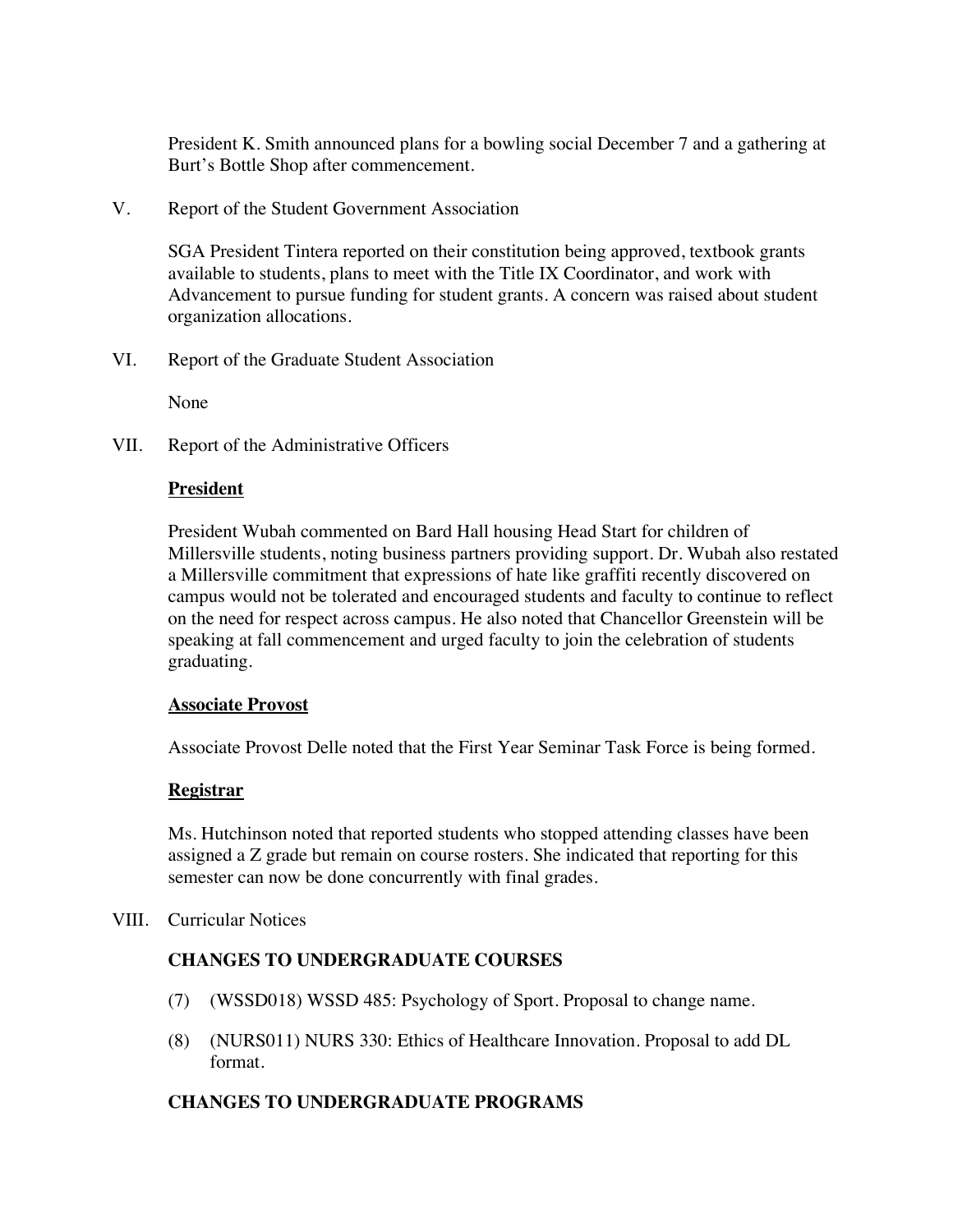President K. Smith announced plans for a bowling social December 7 and a gathering at Burt's Bottle Shop after commencement.

V. Report of the Student Government Association

SGA President Tintera reported on their constitution being approved, textbook grants available to students, plans to meet with the Title IX Coordinator, and work with Advancement to pursue funding for student grants. A concern was raised about student organization allocations.

VI. Report of the Graduate Student Association

None

VII. Report of the Administrative Officers

**President**

President Wubah commented on Bard Hall housing Head Start for children of Millersville students, noting business partners providing support. Dr. Wubah also restated a Millersville commitment that expressions of hate like graffiti recently discovered on campus would not be tolerated and encouraged students and faculty to continue to reflect on the need for respect across campus. He also noted that Chancellor Greenstein will be speaking at fall commencement and urged faculty to join the celebration of students graduating.

**Associate Provost**

Associate Provost Delle noted that the First Year Seminar Task Force is being formed.

**Registrar**

Ms. Hutchinson noted that reported students who stopped attending classes have been assigned a Z grade but remain on course rosters. She indicated that reporting for this semester can now be done concurrently with final grades.

VIII. Curricular Notices

**CHANGES TO UNDERGRADUATE COURSES**

(7) (WSSD018) WSSD 485: Psychology of Sport. Proposal to change name.

(8) (NURS011) NURS 330: Ethics of Healthcare Innovation. Proposal to add DL format.

**CHANGES TO UNDERGRADUATE PROGRAMS**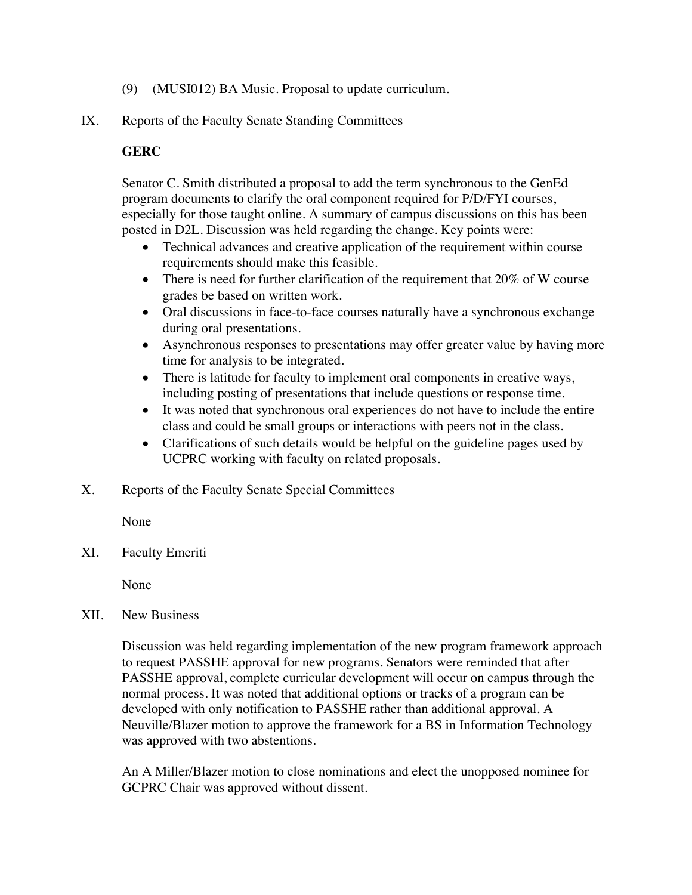(9) (MUSI012) BA Music. Proposal to update curriculum.

IX. Reports of the Faculty Senate Standing Committees

**GERC**

Senator C. Smith distributed a proposal to add the term synchronous to the GenEd program documents to clarify the oral component required for P/D/FYI courses, especially for those taught online. A summary of campus discussions on this has been posted in D2L. Discussion was held regarding the change. Key points were:

- Technical advances and creative application of the requirement within course requirements should make this feasible.
- There is need for further clarification of the requirement that 20% of W course grades be based on written work.
- Oral discussions in face-to-face courses naturally have a synchronous exchange during oral presentations.
- Asynchronous responses to presentations may offer greater value by having more time for analysis to be integrated.
- There is latitude for faculty to implement oral components in creative ways, including posting of presentations that include questions or response time.
- It was noted that synchronous oral experiences do not have to include the entire class and could be small groups or interactions with peers not in the class.
- Clarifications of such details would be helpful on the guideline pages used by UCPRC working with faculty on related proposals.

X. Reports of the Faculty Senate Special Committees

None

XI. Faculty Emeriti

None

XII. New Business

Discussion was held regarding implementation of the new program framework approach to request PASSHE approval for new programs. Senators were reminded that after PASSHE approval, complete curricular development will occur on campus through the normal process. It was noted that additional options or tracks of a program can be developed with only notification to PASSHE rather than additional approval. A Neuville/Blazer motion to approve the framework for a BS in Information Technology was approved with two abstentions.

An A Miller/Blazer motion to close nominations and elect the unopposed nominee for GCPRC Chair was approved without dissent.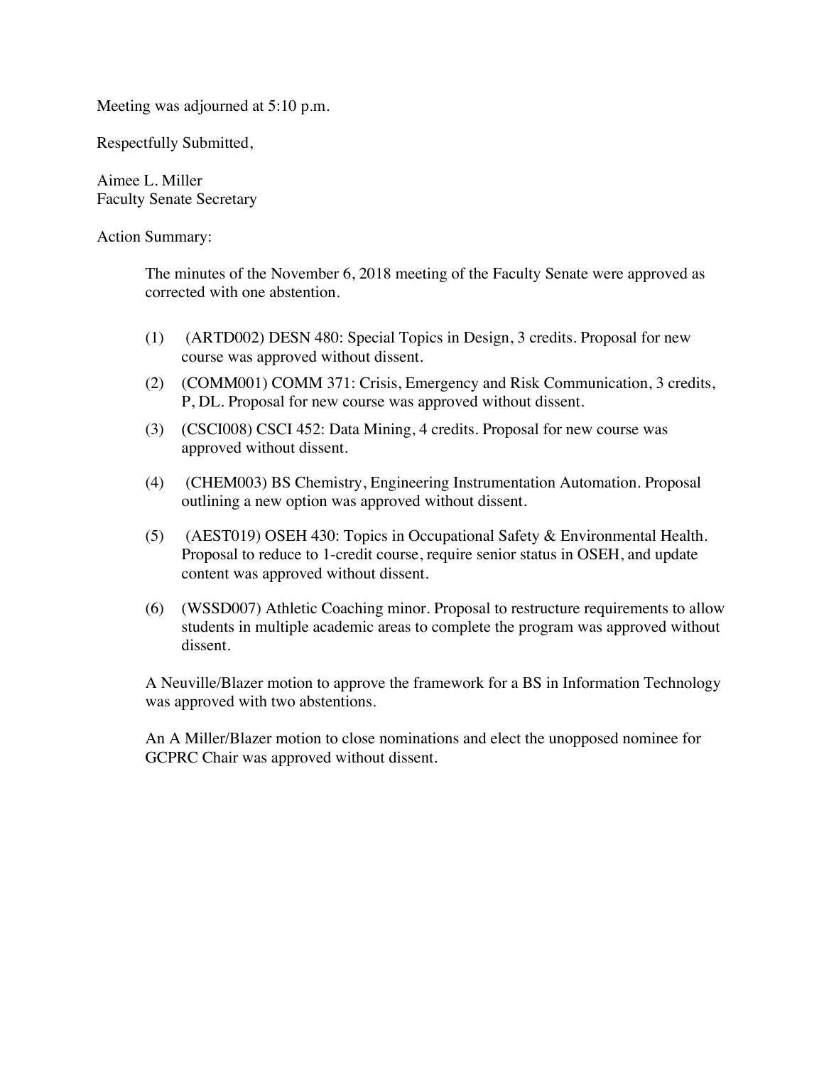Meeting was adjourned at 5:10 p.m.

Respectfully Submitted,

Aimee L. Miller
Faculty Senate Secretary

Action Summary:

The minutes of the November 6, 2018 meeting of the Faculty Senate were approved as corrected with one abstention.

(1) (ARTD002) DESN 480: Special Topics in Design, 3 credits. Proposal for new course was approved without dissent.

(2) (COMM001) COMM 371: Crisis, Emergency and Risk Communication, 3 credits, P, DL. Proposal for new course was approved without dissent.

(3) (CSCI008) CSCI 452: Data Mining, 4 credits. Proposal for new course was approved without dissent.

(4) (CHEM003) BS Chemistry, Engineering Instrumentation Automation. Proposal outlining a new option was approved without dissent.

(5) (AEST019) OSEH 430: Topics in Occupational Safety & Environmental Health. Proposal to reduce to 1-credit course, require senior status in OSEH, and update content was approved without dissent.

(6) (WSSD007) Athletic Coaching minor. Proposal to restructure requirements to allow students in multiple academic areas to complete the program was approved without dissent.

A Neuville/Blazer motion to approve the framework for a BS in Information Technology was approved with two abstentions.

An A Miller/Blazer motion to close nominations and elect the unopposed nominee for GCPRC Chair was approved without dissent.